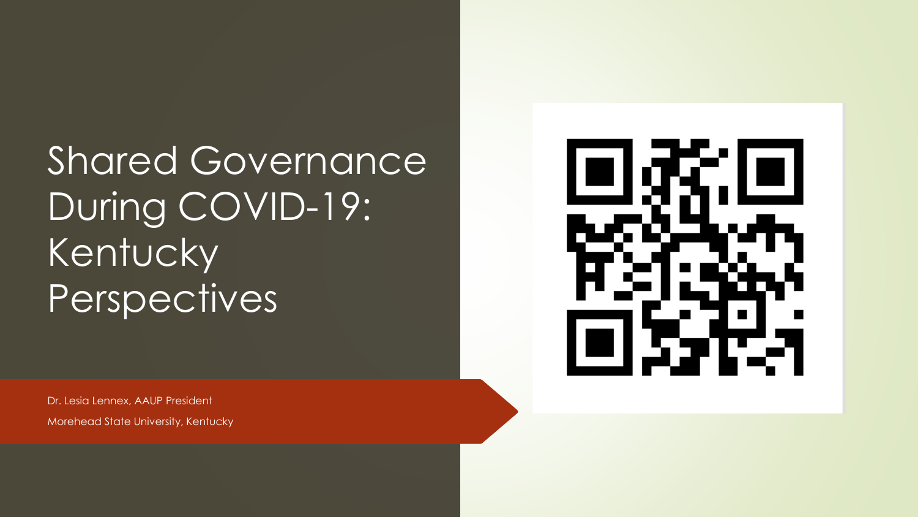# Shared Governance During COVID-19: Kentucky Perspectives

Dr. Lesia Lennex, AAUP President

Morehead State University, Kentucky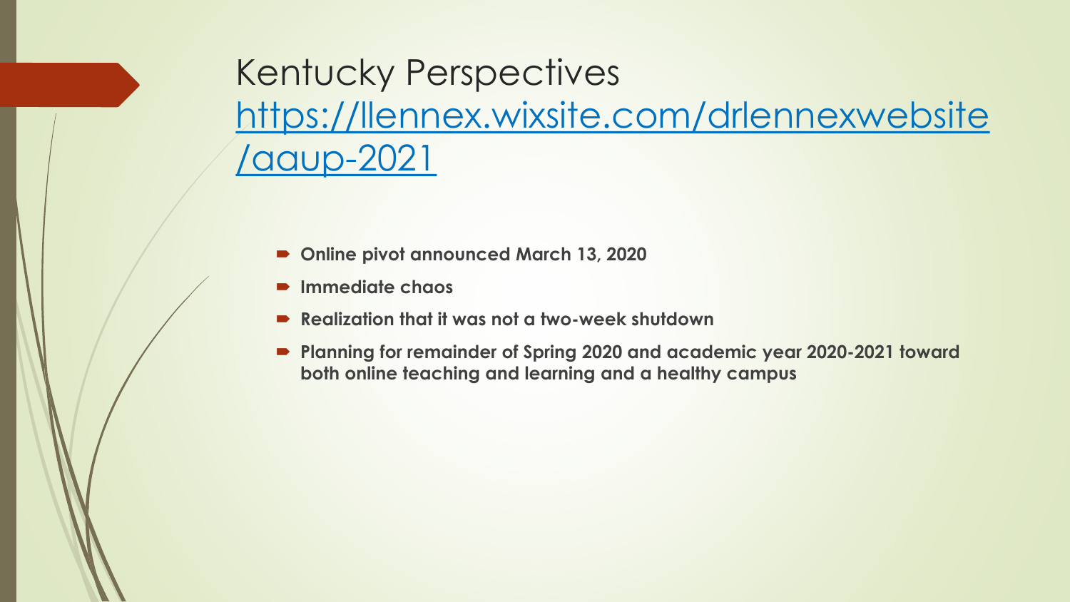# Kentucky Perspectives [https://llennex.wixsite.com/drlennexwebsite/aaup-2021](https://llennex.wixsite.com/drlennexwebsite/aaup-2021)

- **Online pivot announced March 13, 2020**
- **Immediate chaos**
- **Realization that it was not a two-week shutdown**
- **Planning for remainder of Spring 2020 and academic year 2020-2021 toward both online teaching and learning and a healthy campus**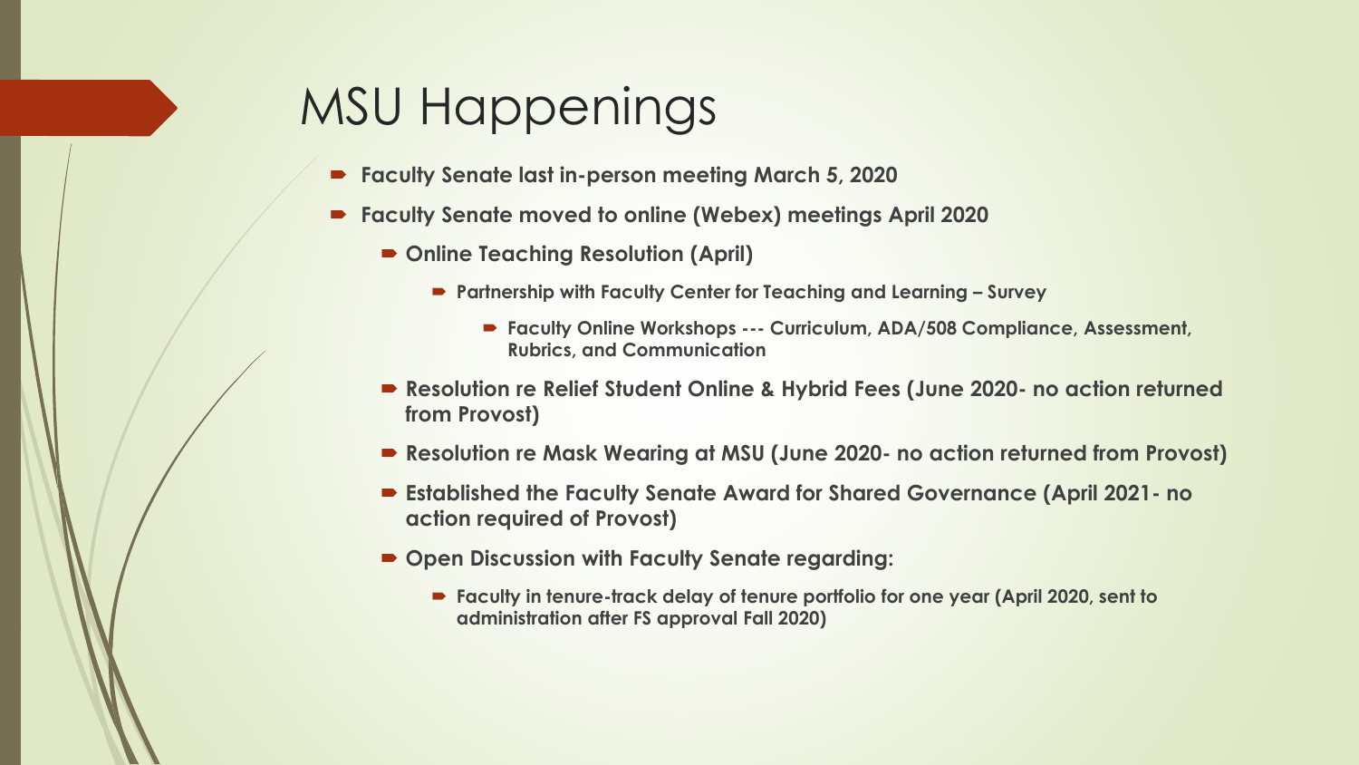# MSU Happenings

- **Faculty Senate last in-person meeting March 5, 2020**
- **Faculty Senate moved to online (Webex) meetings April 2020**
  - **Online Teaching Resolution (April)**
    - **Partnership with Faculty Center for Teaching and Learning – Survey**
      - **Faculty Online Workshops --- Curriculum, ADA/508 Compliance, Assessment, Rubrics, and Communication**
  - **Resolution re Relief Student Online & Hybrid Fees (June 2020- no action returned from Provost)**
  - **Resolution re Mask Wearing at MSU (June 2020- no action returned from Provost)**
  - **Established the Faculty Senate Award for Shared Governance (April 2021- no action required of Provost)**
  - **Open Discussion with Faculty Senate regarding:**
    - **Faculty in tenure-track delay of tenure portfolio for one year (April 2020, sent to administration after FS approval Fall 2020)**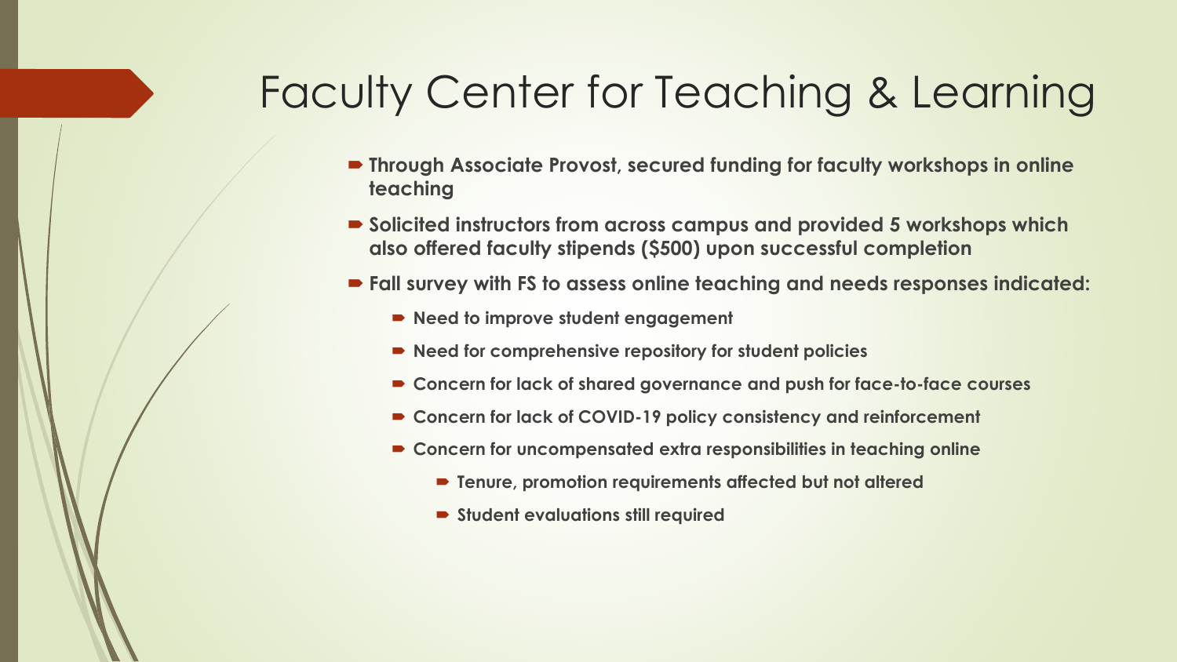# Faculty Center for Teaching & Learning

- **Through Associate Provost, secured funding for faculty workshops in online teaching**
- **Solicited instructors from across campus and provided 5 workshops which also offered faculty stipends ($500) upon successful completion**
- **Fall survey with FS to assess online teaching and needs responses indicated:**
  - **Need to improve student engagement**
  - **Need for comprehensive repository for student policies**
  - **Concern for lack of shared governance and push for face-to-face courses**
  - **Concern for lack of COVID-19 policy consistency and reinforcement**
  - **Concern for uncompensated extra responsibilities in teaching online**
    - **Tenure, promotion requirements affected but not altered**
    - **Student evaluations still required**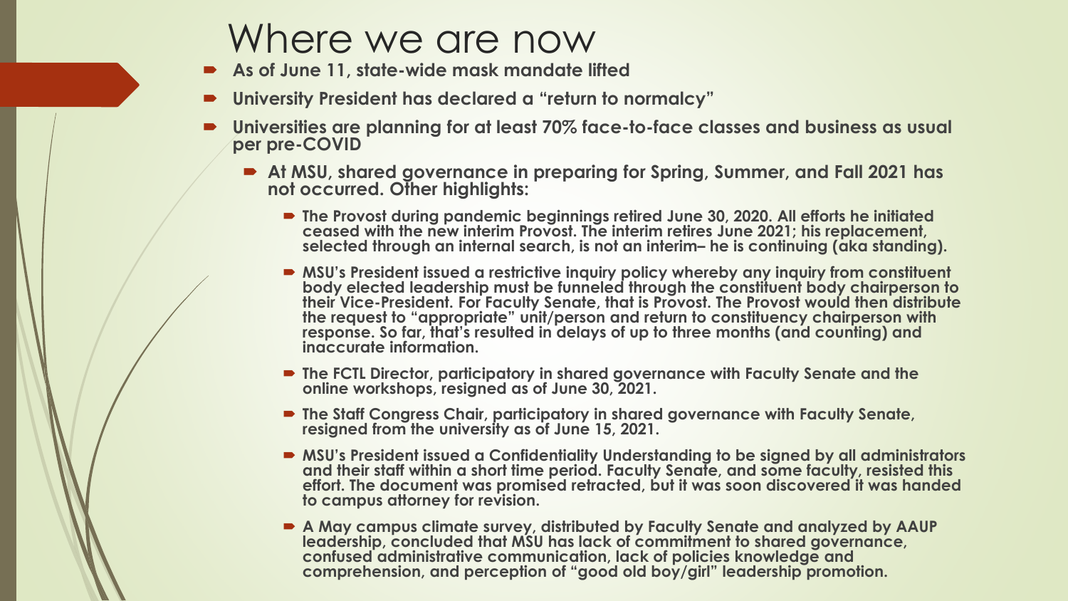# Where we are now

- **As of June 11, state-wide mask mandate lifted**
- **University President has declared a "return to normalcy"**
- **Universities are planning for at least 70% face-to-face classes and business as usual per pre-COVID**
  - **At MSU, shared governance in preparing for Spring, Summer, and Fall 2021 has not occurred. Other highlights:**
    - **The Provost during pandemic beginnings retired June 30, 2020. All efforts he initiated ceased with the new interim Provost. The interim retires June 2021; his replacement, selected through an internal search, is not an interim– he is continuing (aka standing).**
    - **MSU's President issued a restrictive inquiry policy whereby any inquiry from constituent body elected leadership must be funneled through the constituent body chairperson to their Vice-President. For Faculty Senate, that is Provost. The Provost would then distribute the request to "appropriate" unit/person and return to constituency chairperson with response. So far, that's resulted in delays of up to three months (and counting) and inaccurate information.**
    - **The FCTL Director, participatory in shared governance with Faculty Senate and the online workshops, resigned as of June 30, 2021.**
    - **The Staff Congress Chair, participatory in shared governance with Faculty Senate, resigned from the university as of June 15, 2021.**
    - **MSU's President issued a Confidentiality Understanding to be signed by all administrators and their staff within a short time period. Faculty Senate, and some faculty, resisted this effort. The document was promised retracted, but it was soon discovered it was handed to campus attorney for revision.**
    - **A May campus climate survey, distributed by Faculty Senate and analyzed by AAUP leadership, concluded that MSU has lack of commitment to shared governance, confused administrative communication, lack of policies knowledge and comprehension, and perception of "good old boy/girl" leadership promotion.**